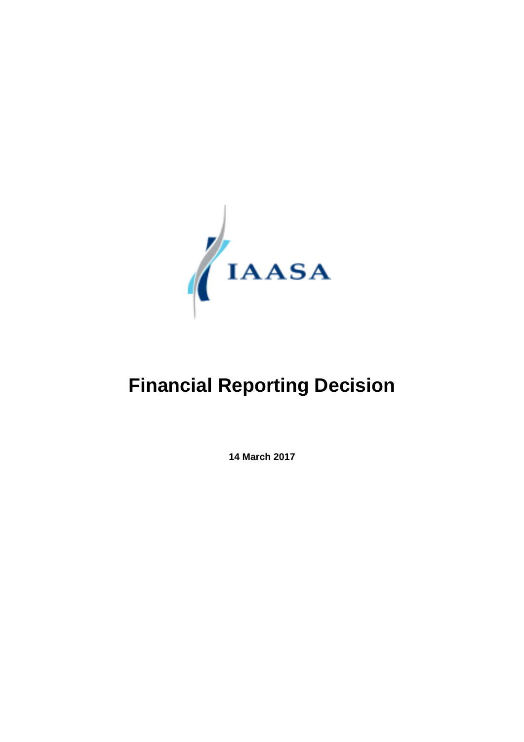IAASA

# Financial Reporting Decision

**14 March 2017**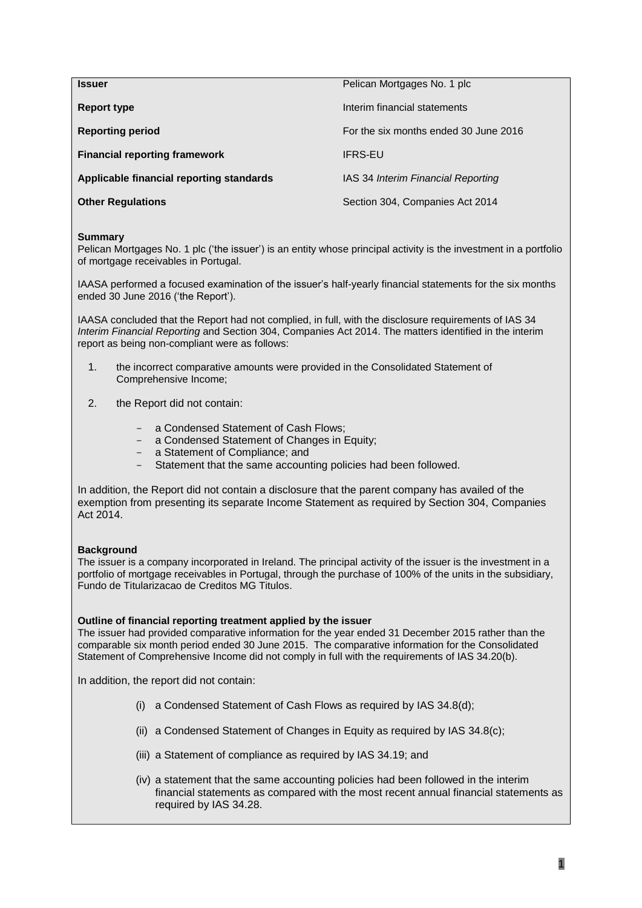| | |
|---|---|
| **Issuer** | Pelican Mortgages No. 1 plc |
| **Report type** | Interim financial statements |
| **Reporting period** | For the six months ended 30 June 2016 |
| **Financial reporting framework** | IFRS-EU |
| **Applicable financial reporting standards** | IAS 34 *Interim Financial Reporting* |
| **Other Regulations** | Section 304, Companies Act 2014 |

**Summary**

Pelican Mortgages No. 1 plc ('the issuer') is an entity whose principal activity is the investment in a portfolio of mortgage receivables in Portugal.

IAASA performed a focused examination of the issuer's half-yearly financial statements for the six months ended 30 June 2016 ('the Report').

IAASA concluded that the Report had not complied, in full, with the disclosure requirements of IAS 34 *Interim Financial Reporting* and Section 304, Companies Act 2014. The matters identified in the interim report as being non-compliant were as follows:

1. the incorrect comparative amounts were provided in the Consolidated Statement of Comprehensive Income;
2. the Report did not contain:
   - a Condensed Statement of Cash Flows;
   - a Condensed Statement of Changes in Equity;
   - a Statement of Compliance; and
   - Statement that the same accounting policies had been followed.

In addition, the Report did not contain a disclosure that the parent company has availed of the exemption from presenting its separate Income Statement as required by Section 304, Companies Act 2014.

**Background**

The issuer is a company incorporated in Ireland. The principal activity of the issuer is the investment in a portfolio of mortgage receivables in Portugal, through the purchase of 100% of the units in the subsidiary, Fundo de Titularizacao de Creditos MG Titulos.

**Outline of financial reporting treatment applied by the issuer**

The issuer had provided comparative information for the year ended 31 December 2015 rather than the comparable six month period ended 30 June 2015. The comparative information for the Consolidated Statement of Comprehensive Income did not comply in full with the requirements of IAS 34.20(b).

In addition, the report did not contain:

(i) a Condensed Statement of Cash Flows as required by IAS 34.8(d);

(ii) a Condensed Statement of Changes in Equity as required by IAS 34.8(c);

(iii) a Statement of compliance as required by IAS 34.19; and

(iv) a statement that the same accounting policies had been followed in the interim financial statements as compared with the most recent annual financial statements as required by IAS 34.28.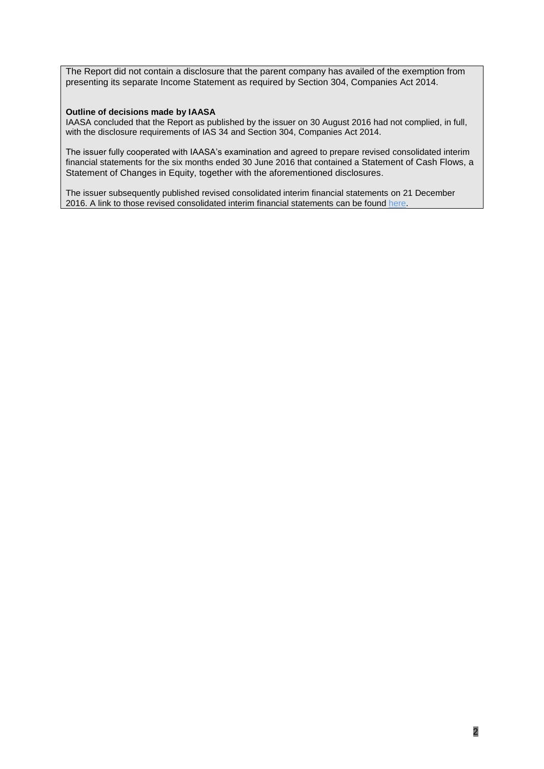The Report did not contain a disclosure that the parent company has availed of the exemption from presenting its separate Income Statement as required by Section 304, Companies Act 2014.

**Outline of decisions made by IAASA**

IAASA concluded that the Report as published by the issuer on 30 August 2016 had not complied, in full, with the disclosure requirements of IAS 34 and Section 304, Companies Act 2014.

The issuer fully cooperated with IAASA's examination and agreed to prepare revised consolidated interim financial statements for the six months ended 30 June 2016 that contained a Statement of Cash Flows, a Statement of Changes in Equity, together with the aforementioned disclosures.

The issuer subsequently published revised consolidated interim financial statements on 21 December 2016. A link to those revised consolidated interim financial statements can be found here.